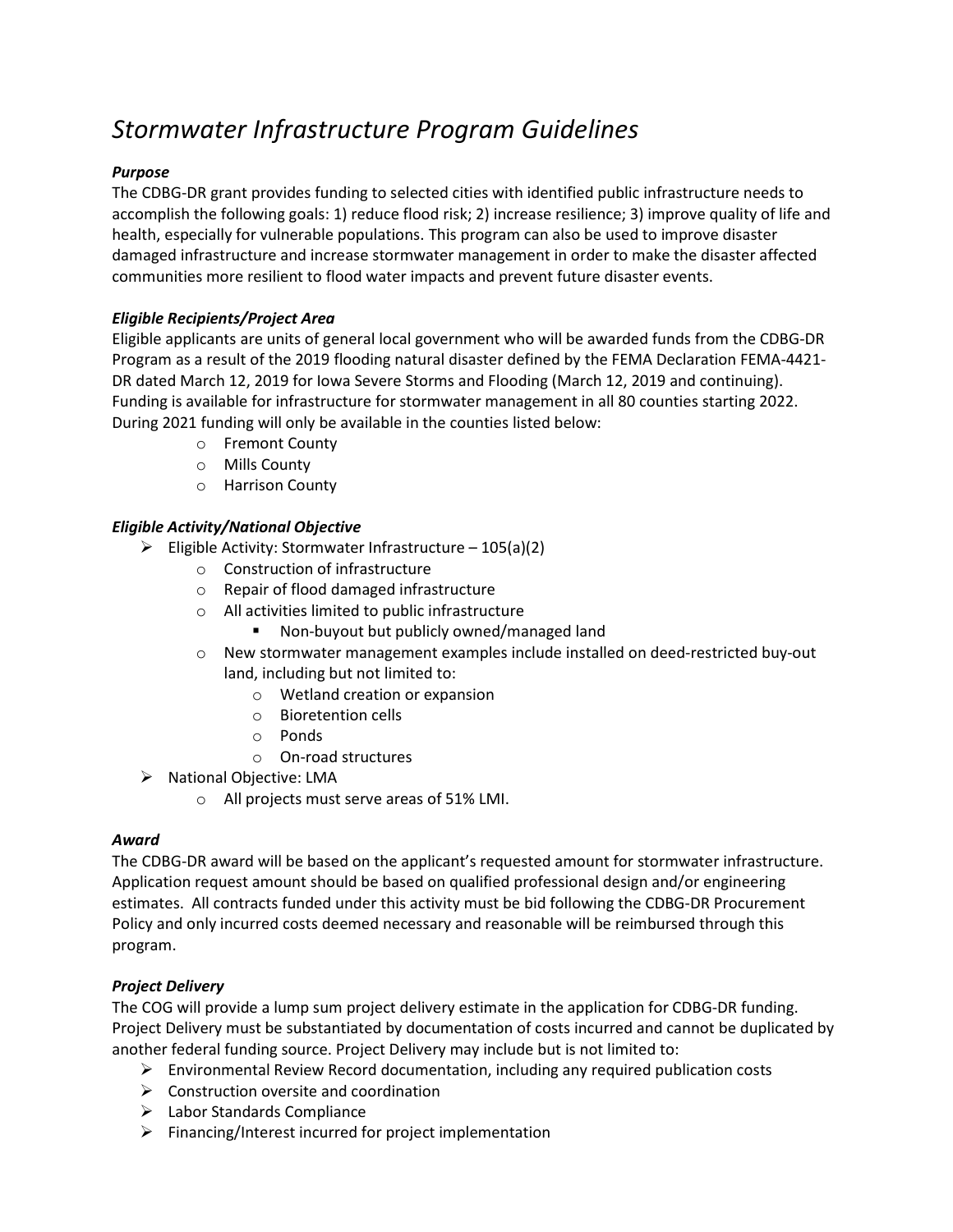# *Stormwater Infrastructure Program Guidelines*

***Purpose***

The CDBG-DR grant provides funding to selected cities with identified public infrastructure needs to accomplish the following goals: 1) reduce flood risk; 2) increase resilience; 3) improve quality of life and health, especially for vulnerable populations. This program can also be used to improve disaster damaged infrastructure and increase stormwater management in order to make the disaster affected communities more resilient to flood water impacts and prevent future disaster events.

***Eligible Recipients/Project Area***

Eligible applicants are units of general local government who will be awarded funds from the CDBG-DR Program as a result of the 2019 flooding natural disaster defined by the FEMA Declaration FEMA-4421-DR dated March 12, 2019 for Iowa Severe Storms and Flooding (March 12, 2019 and continuing). Funding is available for infrastructure for stormwater management in all 80 counties starting 2022. During 2021 funding will only be available in the counties listed below:

- Fremont County
- Mills County
- Harrison County

***Eligible Activity/National Objective***

- Eligible Activity: Stormwater Infrastructure – 105(a)(2)
  - Construction of infrastructure
  - Repair of flood damaged infrastructure
  - All activities limited to public infrastructure
    - Non-buyout but publicly owned/managed land
  - New stormwater management examples include installed on deed-restricted buy-out land, including but not limited to:
    - Wetland creation or expansion
    - Bioretention cells
    - Ponds
    - On-road structures
- National Objective: LMA
  - All projects must serve areas of 51% LMI.

***Award***

The CDBG-DR award will be based on the applicant's requested amount for stormwater infrastructure. Application request amount should be based on qualified professional design and/or engineering estimates. All contracts funded under this activity must be bid following the CDBG-DR Procurement Policy and only incurred costs deemed necessary and reasonable will be reimbursed through this program.

***Project Delivery***

The COG will provide a lump sum project delivery estimate in the application for CDBG-DR funding. Project Delivery must be substantiated by documentation of costs incurred and cannot be duplicated by another federal funding source. Project Delivery may include but is not limited to:

- Environmental Review Record documentation, including any required publication costs
- Construction oversite and coordination
- Labor Standards Compliance
- Financing/Interest incurred for project implementation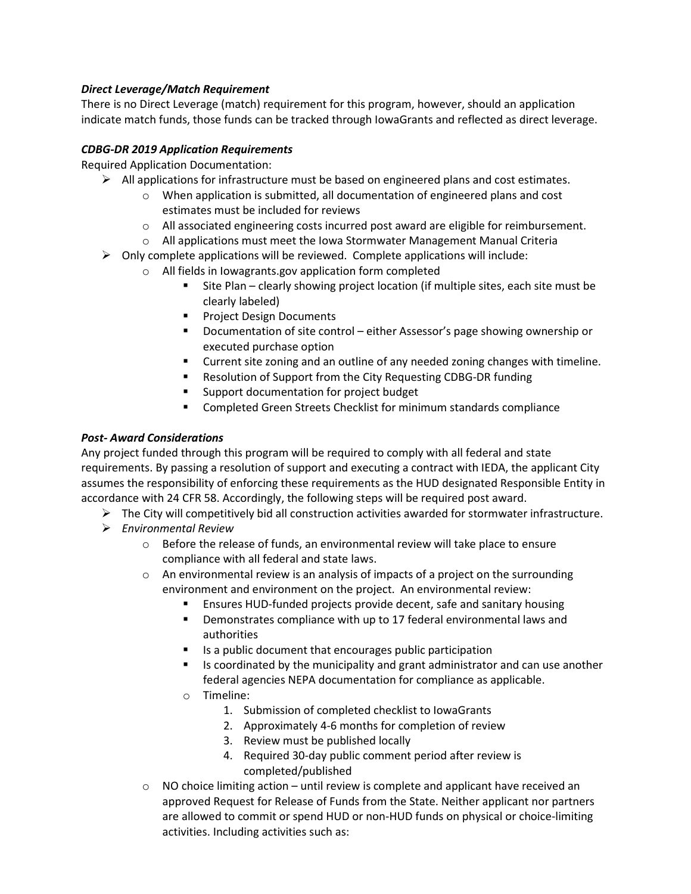***Direct Leverage/Match Requirement***

There is no Direct Leverage (match) requirement for this program, however, should an application indicate match funds, those funds can be tracked through IowaGrants and reflected as direct leverage.

***CDBG-DR 2019 Application Requirements***

Required Application Documentation:

- All applications for infrastructure must be based on engineered plans and cost estimates.
  - When application is submitted, all documentation of engineered plans and cost estimates must be included for reviews
  - All associated engineering costs incurred post award are eligible for reimbursement.
  - All applications must meet the Iowa Stormwater Management Manual Criteria
- Only complete applications will be reviewed. Complete applications will include:
  - All fields in Iowagrants.gov application form completed
    - Site Plan – clearly showing project location (if multiple sites, each site must be clearly labeled)
    - Project Design Documents
    - Documentation of site control – either Assessor's page showing ownership or executed purchase option
    - Current site zoning and an outline of any needed zoning changes with timeline.
    - Resolution of Support from the City Requesting CDBG-DR funding
    - Support documentation for project budget
    - Completed Green Streets Checklist for minimum standards compliance

***Post- Award Considerations***

Any project funded through this program will be required to comply with all federal and state requirements. By passing a resolution of support and executing a contract with IEDA, the applicant City assumes the responsibility of enforcing these requirements as the HUD designated Responsible Entity in accordance with 24 CFR 58. Accordingly, the following steps will be required post award.

- The City will competitively bid all construction activities awarded for stormwater infrastructure.
- *Environmental Review*
  - Before the release of funds, an environmental review will take place to ensure compliance with all federal and state laws.
  - An environmental review is an analysis of impacts of a project on the surrounding environment and environment on the project. An environmental review:
    - Ensures HUD-funded projects provide decent, safe and sanitary housing
    - Demonstrates compliance with up to 17 federal environmental laws and authorities
    - Is a public document that encourages public participation
    - Is coordinated by the municipality and grant administrator and can use another federal agencies NEPA documentation for compliance as applicable.
  - Timeline:
    1. Submission of completed checklist to IowaGrants
    2. Approximately 4-6 months for completion of review
    3. Review must be published locally
    4. Required 30-day public comment period after review is completed/published
  - NO choice limiting action – until review is complete and applicant have received an approved Request for Release of Funds from the State. Neither applicant nor partners are allowed to commit or spend HUD or non-HUD funds on physical or choice-limiting activities. Including activities such as: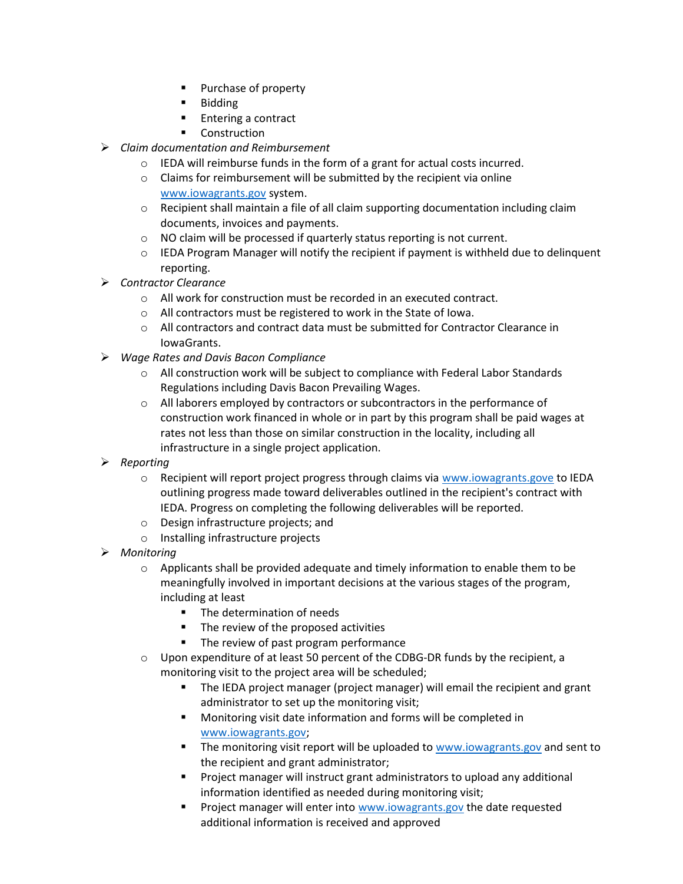- Purchase of property
        - Bidding
        - Entering a contract
        - Construction

- *Claim documentation and Reimbursement*
    - IEDA will reimburse funds in the form of a grant for actual costs incurred.
    - Claims for reimbursement will be submitted by the recipient via online [www.iowagrants.gov](http://www.iowagrants.gov) system.
    - Recipient shall maintain a file of all claim supporting documentation including claim documents, invoices and payments.
    - NO claim will be processed if quarterly status reporting is not current.
    - IEDA Program Manager will notify the recipient if payment is withheld due to delinquent reporting.
- *Contractor Clearance*
    - All work for construction must be recorded in an executed contract.
    - All contractors must be registered to work in the State of Iowa.
    - All contractors and contract data must be submitted for Contractor Clearance in IowaGrants.
- *Wage Rates and Davis Bacon Compliance*
    - All construction work will be subject to compliance with Federal Labor Standards Regulations including Davis Bacon Prevailing Wages.
    - All laborers employed by contractors or subcontractors in the performance of construction work financed in whole or in part by this program shall be paid wages at rates not less than those on similar construction in the locality, including all infrastructure in a single project application.
- *Reporting*
    - Recipient will report project progress through claims via [www.iowagrants.gove](http://www.iowagrants.gove) to IEDA outlining progress made toward deliverables outlined in the recipient's contract with IEDA. Progress on completing the following deliverables will be reported.
    - Design infrastructure projects; and
    - Installing infrastructure projects
- *Monitoring*
    - Applicants shall be provided adequate and timely information to enable them to be meaningfully involved in important decisions at the various stages of the program, including at least
        - The determination of needs
        - The review of the proposed activities
        - The review of past program performance
    - Upon expenditure of at least 50 percent of the CDBG-DR funds by the recipient, a monitoring visit to the project area will be scheduled;
        - The IEDA project manager (project manager) will email the recipient and grant administrator to set up the monitoring visit;
        - Monitoring visit date information and forms will be completed in [www.iowagrants.gov](http://www.iowagrants.gov);
        - The monitoring visit report will be uploaded to [www.iowagrants.gov](http://www.iowagrants.gov) and sent to the recipient and grant administrator;
        - Project manager will instruct grant administrators to upload any additional information identified as needed during monitoring visit;
        - Project manager will enter into [www.iowagrants.gov](http://www.iowagrants.gov) the date requested additional information is received and approved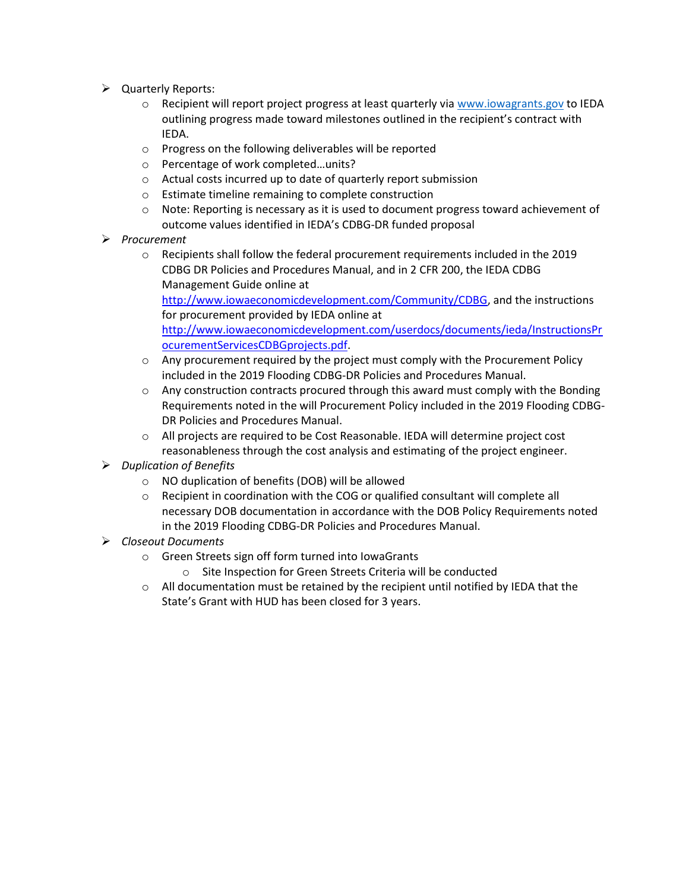- Quarterly Reports:
  - Recipient will report project progress at least quarterly via [www.iowagrants.gov](www.iowagrants.gov) to IEDA outlining progress made toward milestones outlined in the recipient's contract with IEDA.
  - Progress on the following deliverables will be reported
  - Percentage of work completed…units?
  - Actual costs incurred up to date of quarterly report submission
  - Estimate timeline remaining to complete construction
  - Note: Reporting is necessary as it is used to document progress toward achievement of outcome values identified in IEDA's CDBG-DR funded proposal
- *Procurement*
  - Recipients shall follow the federal procurement requirements included in the 2019 CDBG DR Policies and Procedures Manual, and in 2 CFR 200, the IEDA CDBG Management Guide online at [http://www.iowaeconomicdevelopment.com/Community/CDBG](http://www.iowaeconomicdevelopment.com/Community/CDBG), and the instructions for procurement provided by IEDA online at [http://www.iowaeconomicdevelopment.com/userdocs/documents/ieda/InstructionsProcurementServicesCDBGprojects.pdf](http://www.iowaeconomicdevelopment.com/userdocs/documents/ieda/InstructionsProcurementServicesCDBGprojects.pdf).
  - Any procurement required by the project must comply with the Procurement Policy included in the 2019 Flooding CDBG-DR Policies and Procedures Manual.
  - Any construction contracts procured through this award must comply with the Bonding Requirements noted in the will Procurement Policy included in the 2019 Flooding CDBG-DR Policies and Procedures Manual.
  - All projects are required to be Cost Reasonable. IEDA will determine project cost reasonableness through the cost analysis and estimating of the project engineer.
- *Duplication of Benefits*
  - NO duplication of benefits (DOB) will be allowed
  - Recipient in coordination with the COG or qualified consultant will complete all necessary DOB documentation in accordance with the DOB Policy Requirements noted in the 2019 Flooding CDBG-DR Policies and Procedures Manual.
- *Closeout Documents*
  - Green Streets sign off form turned into IowaGrants
    - Site Inspection for Green Streets Criteria will be conducted
  - All documentation must be retained by the recipient until notified by IEDA that the State's Grant with HUD has been closed for 3 years.